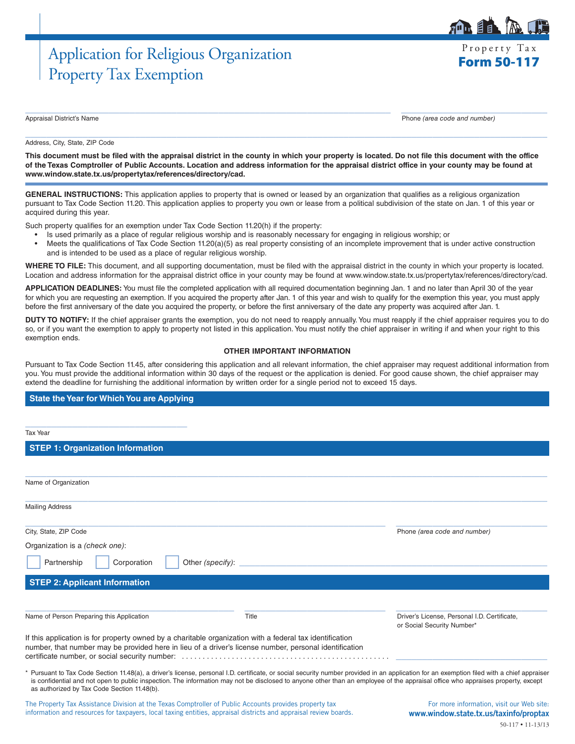# Application for Religious Organization Property Tax Exemption

Property Tax
**Form 50-117**

______________________________ Appraisal District's Name

______________________________ Phone *(area code and number)*

______________________________ Address, City, State, ZIP Code

**This document must be filed with the appraisal district in the county in which your property is located. Do not file this document with the office of the Texas Comptroller of Public Accounts. Location and address information for the appraisal district office in your county may be found at www.window.state.tx.us/propertytax/references/directory/cad.**

**GENERAL INSTRUCTIONS:** This application applies to property that is owned or leased by an organization that qualifies as a religious organization pursuant to Tax Code Section 11.20. This application applies to property you own or lease from a political subdivision of the state on Jan. 1 of this year or acquired during this year.

Such property qualifies for an exemption under Tax Code Section 11.20(h) if the property:

- Is used primarily as a place of regular religious worship and is reasonably necessary for engaging in religious worship; or
- Meets the qualifications of Tax Code Section 11.20(a)(5) as real property consisting of an incomplete improvement that is under active construction and is intended to be used as a place of regular religious worship.

**WHERE TO FILE:** This document, and all supporting documentation, must be filed with the appraisal district in the county in which your property is located. Location and address information for the appraisal district office in your county may be found at www.window.state.tx.us/propertytax/references/directory/cad.

**APPLICATION DEADLINES:** You must file the completed application with all required documentation beginning Jan. 1 and no later than April 30 of the year for which you are requesting an exemption. If you acquired the property after Jan. 1 of this year and wish to qualify for the exemption this year, you must apply before the first anniversary of the date you acquired the property, or before the first anniversary of the date any property was acquired after Jan. 1.

**DUTY TO NOTIFY:** If the chief appraiser grants the exemption, you do not need to reapply annually. You must reapply if the chief appraiser requires you to do so, or if you want the exemption to apply to property not listed in this application. You must notify the chief appraiser in writing if and when your right to this exemption ends.

**OTHER IMPORTANT INFORMATION**

Pursuant to Tax Code Section 11.45, after considering this application and all relevant information, the chief appraiser may request additional information from you. You must provide the additional information within 30 days of the request or the application is denied. For good cause shown, the chief appraiser may extend the deadline for furnishing the additional information by written order for a single period not to exceed 15 days.

## State the Year for Which You are Applying

______________________________ Tax Year

## STEP 1: Organization Information

______________________________ Name of Organization

______________________________ Mailing Address

______________________________ City, State, ZIP Code

______________________________ Phone *(area code and number)*

Organization is a *(check one)*:

☐ Partnership ☐ Corporation ☐ Other *(specify)*: ______________________________

## STEP 2: Applicant Information

______________________________ Name of Person Preparing this Application

______________________________ Title

______________________________ Driver's License, Personal I.D. Certificate, or Social Security Number*

If this application is for property owned by a charitable organization with a federal tax identification number, that number may be provided here in lieu of a driver's license number, personal identification certificate number, or social security number: ______________________________

\* Pursuant to Tax Code Section 11.48(a), a driver's license, personal I.D. certificate, or social security number provided in an application for an exemption filed with a chief appraiser is confidential and not open to public inspection. The information may not be disclosed to anyone other than an employee of the appraisal office who appraises property, except as authorized by Tax Code Section 11.48(b).

The Property Tax Assistance Division at the Texas Comptroller of Public Accounts provides property tax information and resources for taxpayers, local taxing entities, appraisal districts and appraisal review boards.

For more information, visit our Web site: **www.window.state.tx.us/taxinfo/proptax**

50-117 • 11-13/13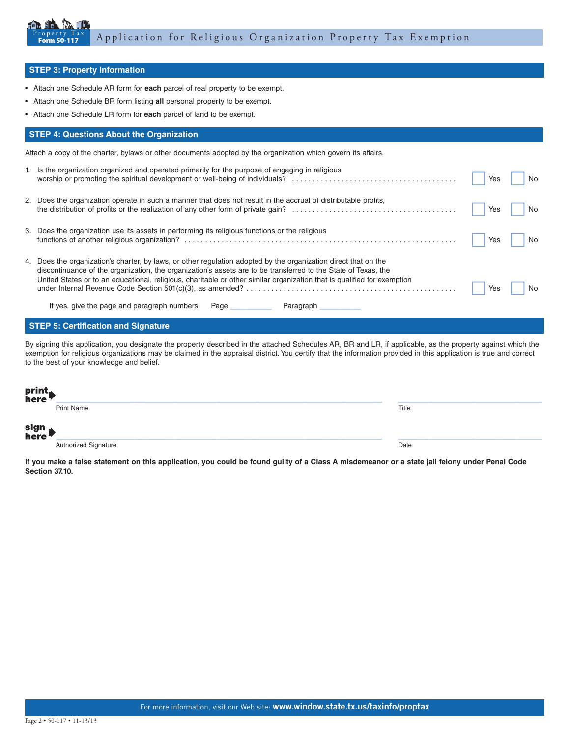## STEP 3: Property Information

- Attach one Schedule AR form for **each** parcel of real property to be exempt.
- Attach one Schedule BR form listing **all** personal property to be exempt.
- Attach one Schedule LR form for **each** parcel of land to be exempt.

## STEP 4: Questions About the Organization

Attach a copy of the charter, bylaws or other documents adopted by the organization which govern its affairs.

1. Is the organization organized and operated primarily for the purpose of engaging in religious worship or promoting the spiritual development or well-being of individuals? ☐ Yes ☐ No

2. Does the organization operate in such a manner that does not result in the accrual of distributable profits, the distribution of profits or the realization of any other form of private gain? ☐ Yes ☐ No

3. Does the organization use its assets in performing its religious functions or the religious functions of another religious organization? ☐ Yes ☐ No

4. Does the organization's charter, by laws, or other regulation adopted by the organization direct that on the discontinuance of the organization, the organization's assets are to be transferred to the State of Texas, the United States or to an educational, religious, charitable or other similar organization that is qualified for exemption under Internal Revenue Code Section 501(c)(3), as amended? ☐ Yes ☐ No

   If yes, give the page and paragraph numbers. Page __________ Paragraph __________

## STEP 5: Certification and Signature

By signing this application, you designate the property described in the attached Schedules AR, BR and LR, if applicable, as the property against which the exemption for religious organizations may be claimed in the appraisal district. You certify that the information provided in this application is true and correct to the best of your knowledge and belief.

**print here** ______________________________ ______________________________
Print Name / Title

**sign here** ______________________________ ______________________________
Authorized Signature / Date

**If you make a false statement on this application, you could be found guilty of a Class A misdemeanor or a state jail felony under Penal Code Section 37.10.**

For more information, visit our Web site: **www.window.state.tx.us/taxinfo/proptax**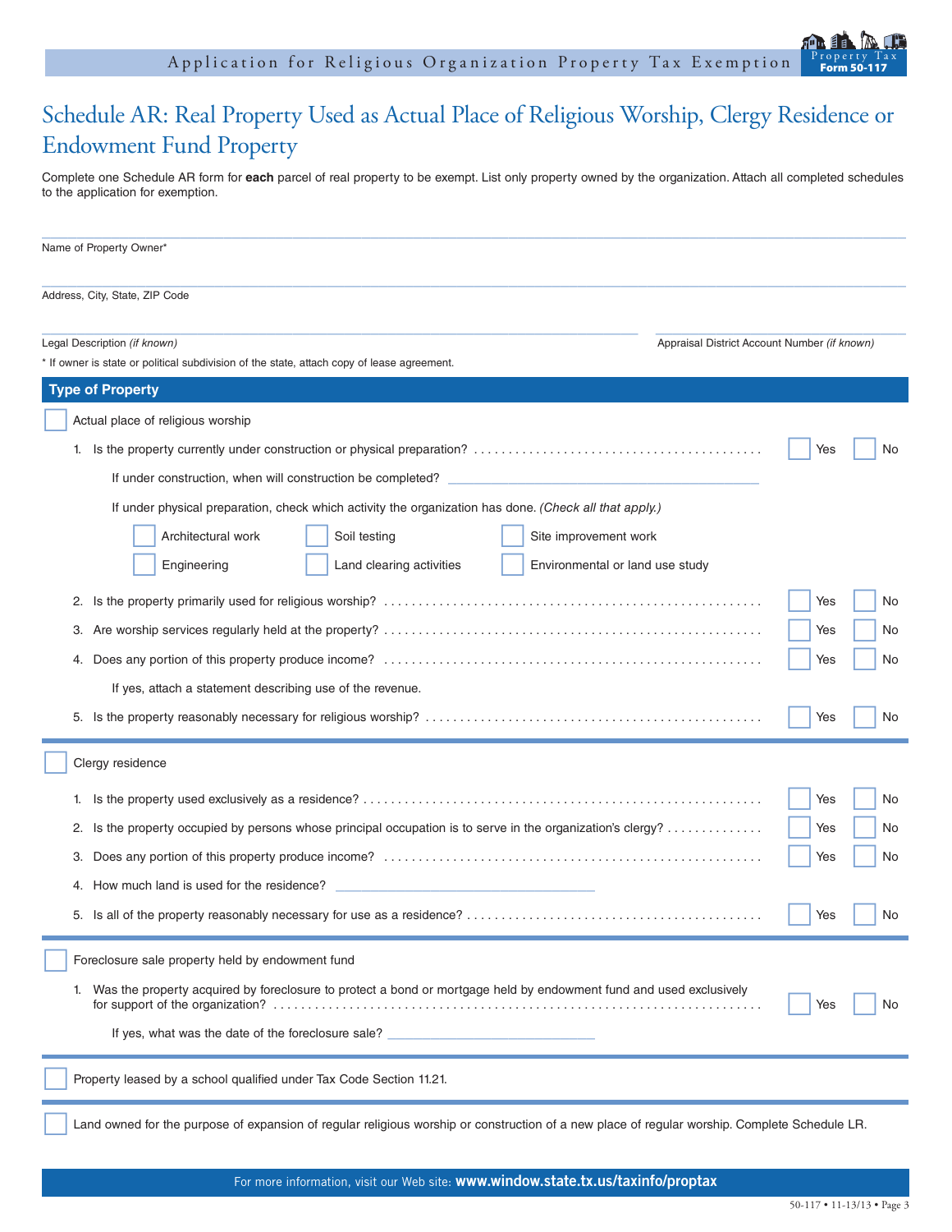# Schedule AR: Real Property Used as Actual Place of Religious Worship, Clergy Residence or Endowment Fund Property

Complete one Schedule AR form for **each** parcel of real property to be exempt. List only property owned by the organization. Attach all completed schedules to the application for exemption.

______________________________________________
Name of Property Owner*

______________________________________________
Address, City, State, ZIP Code

______________________________________________ ______________________
Legal Description *(if known)* Appraisal District Account Number *(if known)*

\* If owner is state or political subdivision of the state, attach copy of lease agreement.

## Type of Property

☐ Actual place of religious worship

1. Is the property currently under construction or physical preparation? ☐ Yes ☐ No

   If under construction, when will construction be completed? ______________________

   If under physical preparation, check which activity the organization has done. *(Check all that apply.)*

   ☐ Architectural work ☐ Soil testing ☐ Site improvement work
   ☐ Engineering ☐ Land clearing activities ☐ Environmental or land use study

2. Is the property primarily used for religious worship? ☐ Yes ☐ No
3. Are worship services regularly held at the property? ☐ Yes ☐ No
4. Does any portion of this property produce income? ☐ Yes ☐ No

   If yes, attach a statement describing use of the revenue.

5. Is the property reasonably necessary for religious worship? ☐ Yes ☐ No

☐ Clergy residence

1. Is the property used exclusively as a residence? ☐ Yes ☐ No
2. Is the property occupied by persons whose principal occupation is to serve in the organization's clergy? ☐ Yes ☐ No
3. Does any portion of this property produce income? ☐ Yes ☐ No
4. How much land is used for the residence? ______________________
5. Is all of the property reasonably necessary for use as a residence? ☐ Yes ☐ No

☐ Foreclosure sale property held by endowment fund

1. Was the property acquired by foreclosure to protect a bond or mortgage held by endowment fund and used exclusively for support of the organization? ☐ Yes ☐ No

   If yes, what was the date of the foreclosure sale? ______________________

☐ Property leased by a school qualified under Tax Code Section 11.21.

☐ Land owned for the purpose of expansion of regular religious worship or construction of a new place of regular worship. Complete Schedule LR.

For more information, visit our Web site: **www.window.state.tx.us/taxinfo/proptax**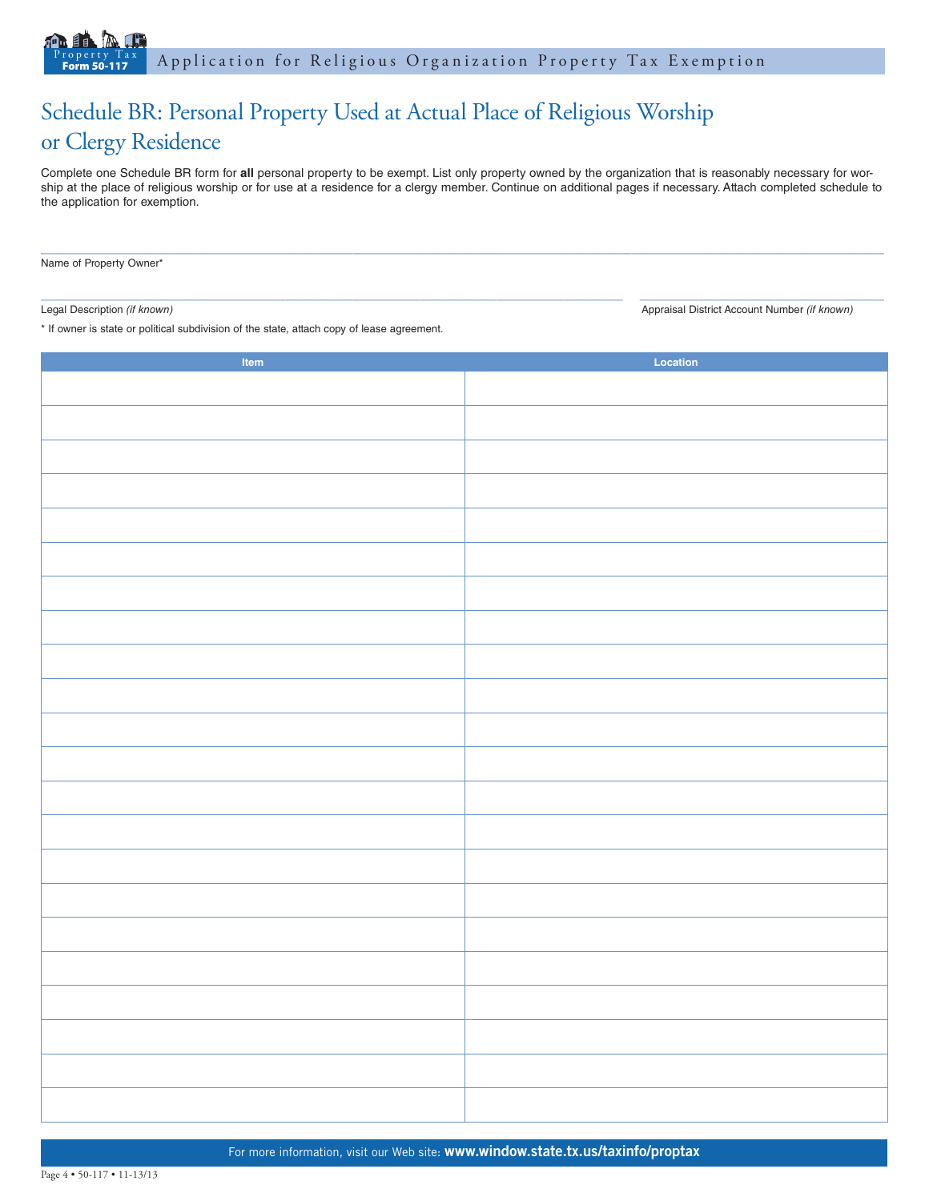Property Tax Form 50-117 — Application for Religious Organization Property Tax Exemption

## Schedule BR: Personal Property Used at Actual Place of Religious Worship or Clergy Residence

Complete one Schedule BR form for **all** personal property to be exempt. List only property owned by the organization that is reasonably necessary for worship at the place of religious worship or for use at a residence for a clergy member. Continue on additional pages if necessary. Attach completed schedule to the application for exemption.

Name of Property Owner*

Legal Description *(if known)*

Appraisal District Account Number *(if known)*

\* If owner is state or political subdivision of the state, attach copy of lease agreement.

| Item | Location |
|---|---|
| | |
| | |
| | |
| | |
| | |
| | |
| | |
| | |
| | |
| | |
| | |
| | |
| | |
| | |
| | |
| | |
| | |
| | |
| | |
| | |
| | |
| | |

For more information, visit our Web site: **www.window.state.tx.us/taxinfo/proptax**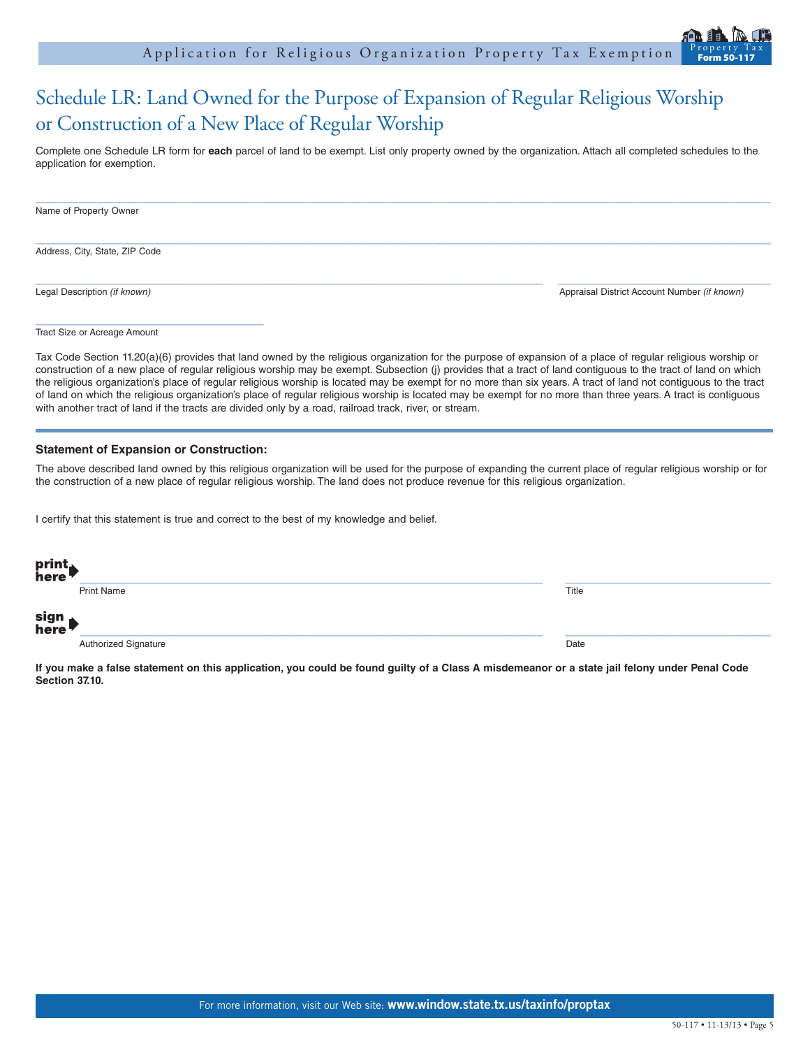# Schedule LR: Land Owned for the Purpose of Expansion of Regular Religious Worship or Construction of a New Place of Regular Worship

Complete one Schedule LR form for **each** parcel of land to be exempt. List only property owned by the organization. Attach all completed schedules to the application for exemption.

___________________________________________
Name of Property Owner

___________________________________________
Address, City, State, ZIP Code

___________________________________________ ____________________
Legal Description *(if known)* Appraisal District Account Number *(if known)*

____________________
Tract Size or Acreage Amount

Tax Code Section 11.20(a)(6) provides that land owned by the religious organization for the purpose of expansion of a place of regular religious worship or construction of a new place of regular religious worship may be exempt. Subsection (j) provides that a tract of land contiguous to the tract of land on which the religious organization's place of regular religious worship is located may be exempt for no more than six years. A tract of land not contiguous to the tract of land on which the religious organization's place of regular religious worship is located may be exempt for no more than three years. A tract is contiguous with another tract of land if the tracts are divided only by a road, railroad track, river, or stream.

### Statement of Expansion or Construction:

The above described land owned by this religious organization will be used for the purpose of expanding the current place of regular religious worship or for the construction of a new place of regular religious worship. The land does not produce revenue for this religious organization.

I certify that this statement is true and correct to the best of my knowledge and belief.

**print here** ___________________________________________ ____________________
Print Name Title

**sign here** ___________________________________________ ____________________
Authorized Signature Date

**If you make a false statement on this application, you could be found guilty of a Class A misdemeanor or a state jail felony under Penal Code Section 37.10.**

For more information, visit our Web site: **www.window.state.tx.us/taxinfo/proptax**